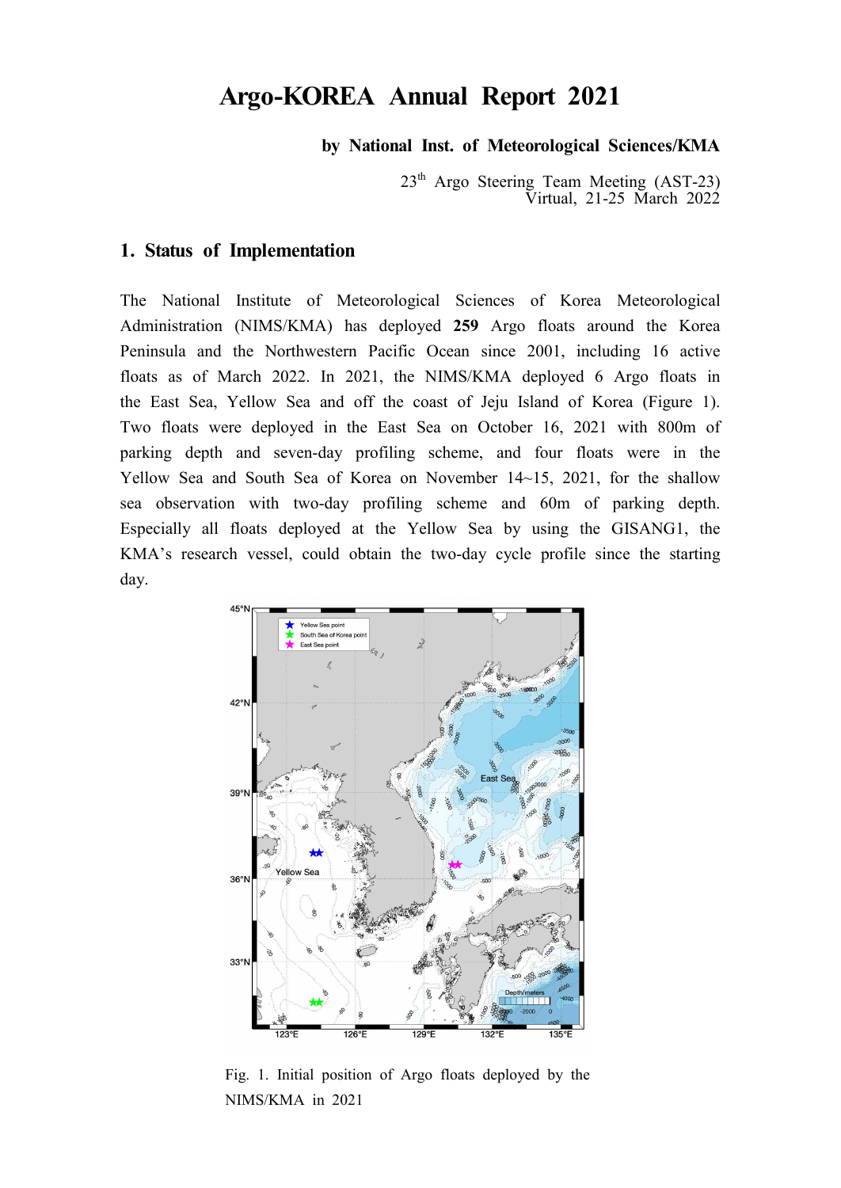# Argo-KOREA Annual Report 2021

**by National Inst. of Meteorological Sciences/KMA**

23th Argo Steering Team Meeting (AST-23)
Virtual, 21-25 March 2022

## 1. Status of Implementation

The National Institute of Meteorological Sciences of Korea Meteorological Administration (NIMS/KMA) has deployed **259** Argo floats around the Korea Peninsula and the Northwestern Pacific Ocean since 2001, including 16 active floats as of March 2022. In 2021, the NIMS/KMA deployed 6 Argo floats in the East Sea, Yellow Sea and off the coast of Jeju Island of Korea (Figure 1). Two floats were deployed in the East Sea on October 16, 2021 with 800m of parking depth and seven-day profiling scheme, and four floats were in the Yellow Sea and South Sea of Korea on November 14~15, 2021, for the shallow sea observation with two-day profiling scheme and 60m of parking depth. Especially all floats deployed at the Yellow Sea by using the GISANG1, the KMA's research vessel, could obtain the two-day cycle profile since the starting day.

Fig. 1. Initial position of Argo floats deployed by the NIMS/KMA in 2021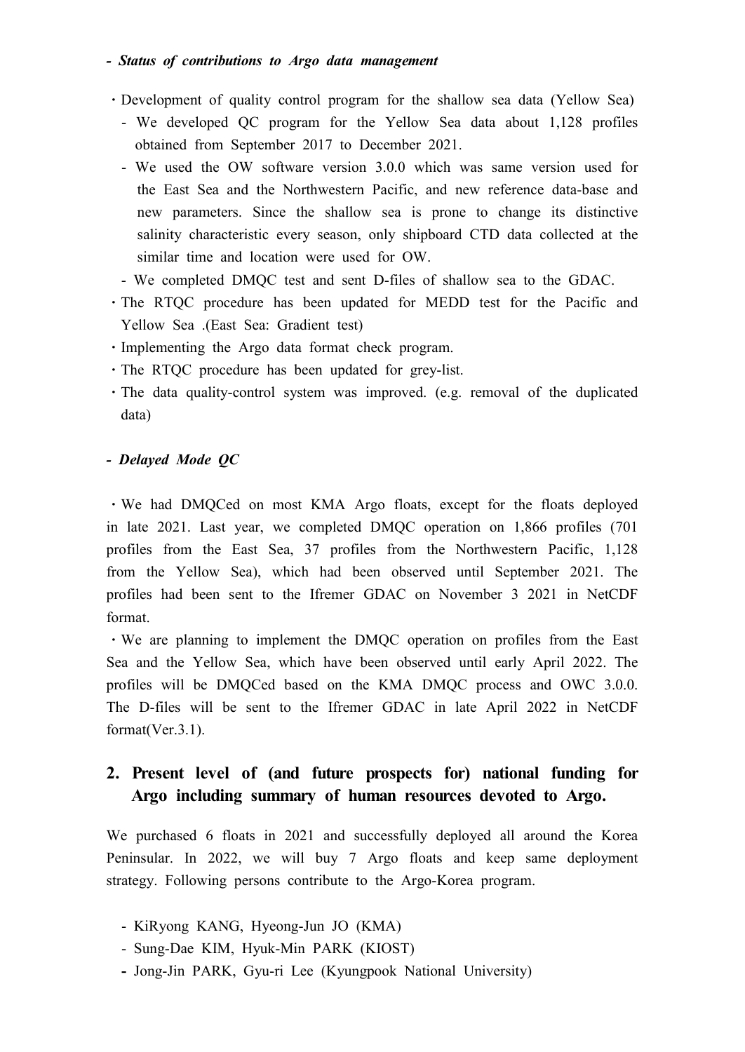***- Status of contributions to Argo data management***

- Development of quality control program for the shallow sea data (Yellow Sea)
  - We developed QC program for the Yellow Sea data about 1,128 profiles obtained from September 2017 to December 2021.
  - We used the OW software version 3.0.0 which was same version used for the East Sea and the Northwestern Pacific, and new reference data-base and new parameters. Since the shallow sea is prone to change its distinctive salinity characteristic every season, only shipboard CTD data collected at the similar time and location were used for OW.
  - We completed DMQC test and sent D-files of shallow sea to the GDAC.
- The RTQC procedure has been updated for MEDD test for the Pacific and Yellow Sea .(East Sea: Gradient test)
- Implementing the Argo data format check program.
- The RTQC procedure has been updated for grey-list.
- The data quality-control system was improved. (e.g. removal of the duplicated data)

***- Delayed Mode QC***

- We had DMQCed on most KMA Argo floats, except for the floats deployed in late 2021. Last year, we completed DMQC operation on 1,866 profiles (701 profiles from the East Sea, 37 profiles from the Northwestern Pacific, 1,128 from the Yellow Sea), which had been observed until September 2021. The profiles had been sent to the Ifremer GDAC on November 3 2021 in NetCDF format.
- We are planning to implement the DMQC operation on profiles from the East Sea and the Yellow Sea, which have been observed until early April 2022. The profiles will be DMQCed based on the KMA DMQC process and OWC 3.0.0. The D-files will be sent to the Ifremer GDAC in late April 2022 in NetCDF format(Ver.3.1).

## 2. Present level of (and future prospects for) national funding for Argo including summary of human resources devoted to Argo.

We purchased 6 floats in 2021 and successfully deployed all around the Korea Peninsular. In 2022, we will buy 7 Argo floats and keep same deployment strategy. Following persons contribute to the Argo-Korea program.

- KiRyong KANG, Hyeong-Jun JO (KMA)
- Sung-Dae KIM, Hyuk-Min PARK (KIOST)
- Jong-Jin PARK, Gyu-ri Lee (Kyungpook National University)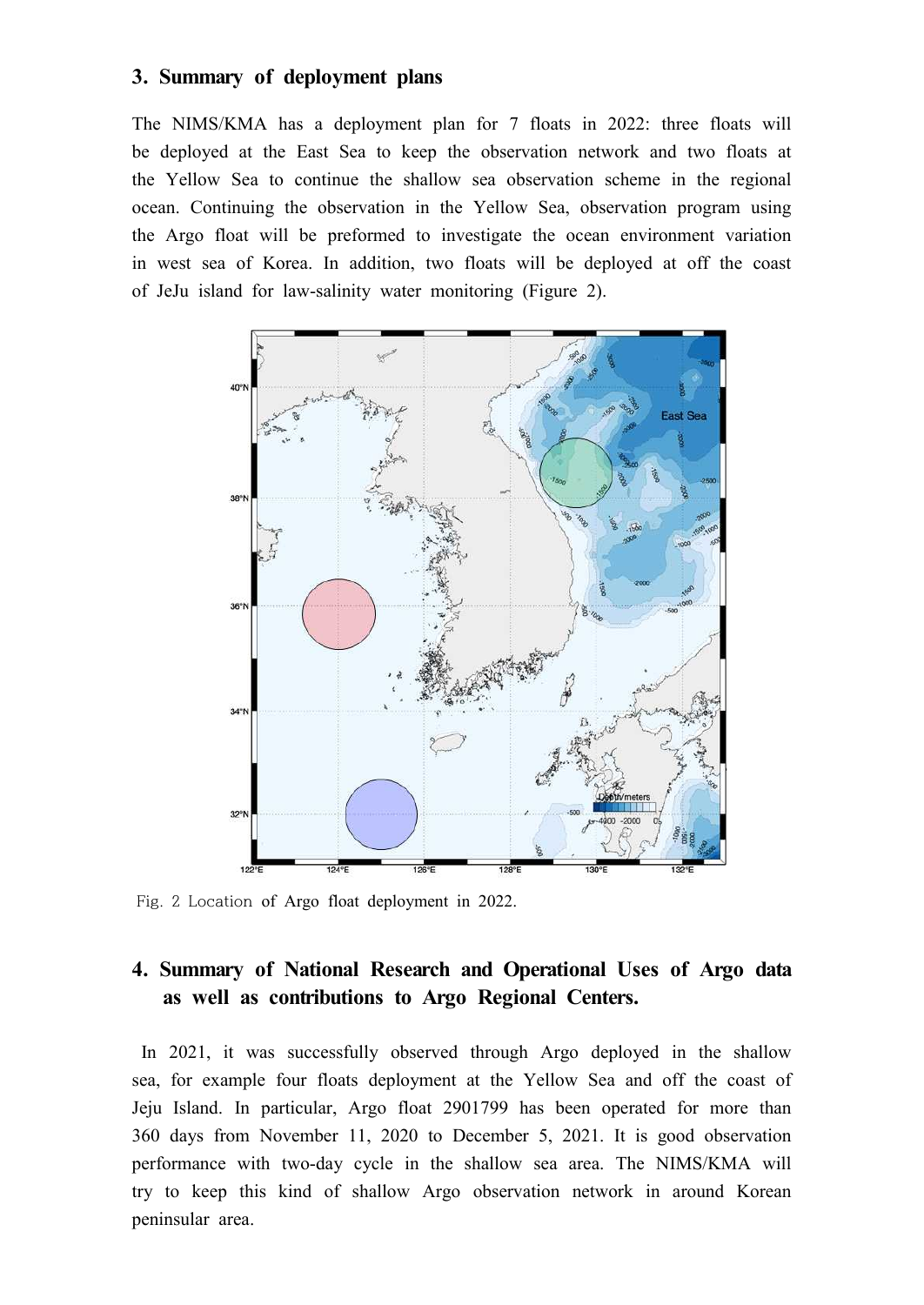## 3. Summary of deployment plans

The NIMS/KMA has a deployment plan for 7 floats in 2022: three floats will be deployed at the East Sea to keep the observation network and two floats at the Yellow Sea to continue the shallow sea observation scheme in the regional ocean. Continuing the observation in the Yellow Sea, observation program using the Argo float will be preformed to investigate the ocean environment variation in west sea of Korea. In addition, two floats will be deployed at off the coast of JeJu island for law-salinity water monitoring (Figure 2).

Fig. 2 Location of Argo float deployment in 2022.

## 4. Summary of National Research and Operational Uses of Argo data as well as contributions to Argo Regional Centers.

In 2021, it was successfully observed through Argo deployed in the shallow sea, for example four floats deployment at the Yellow Sea and off the coast of Jeju Island. In particular, Argo float 2901799 has been operated for more than 360 days from November 11, 2020 to December 5, 2021. It is good observation performance with two-day cycle in the shallow sea area. The NIMS/KMA will try to keep this kind of shallow Argo observation network in around Korean peninsular area.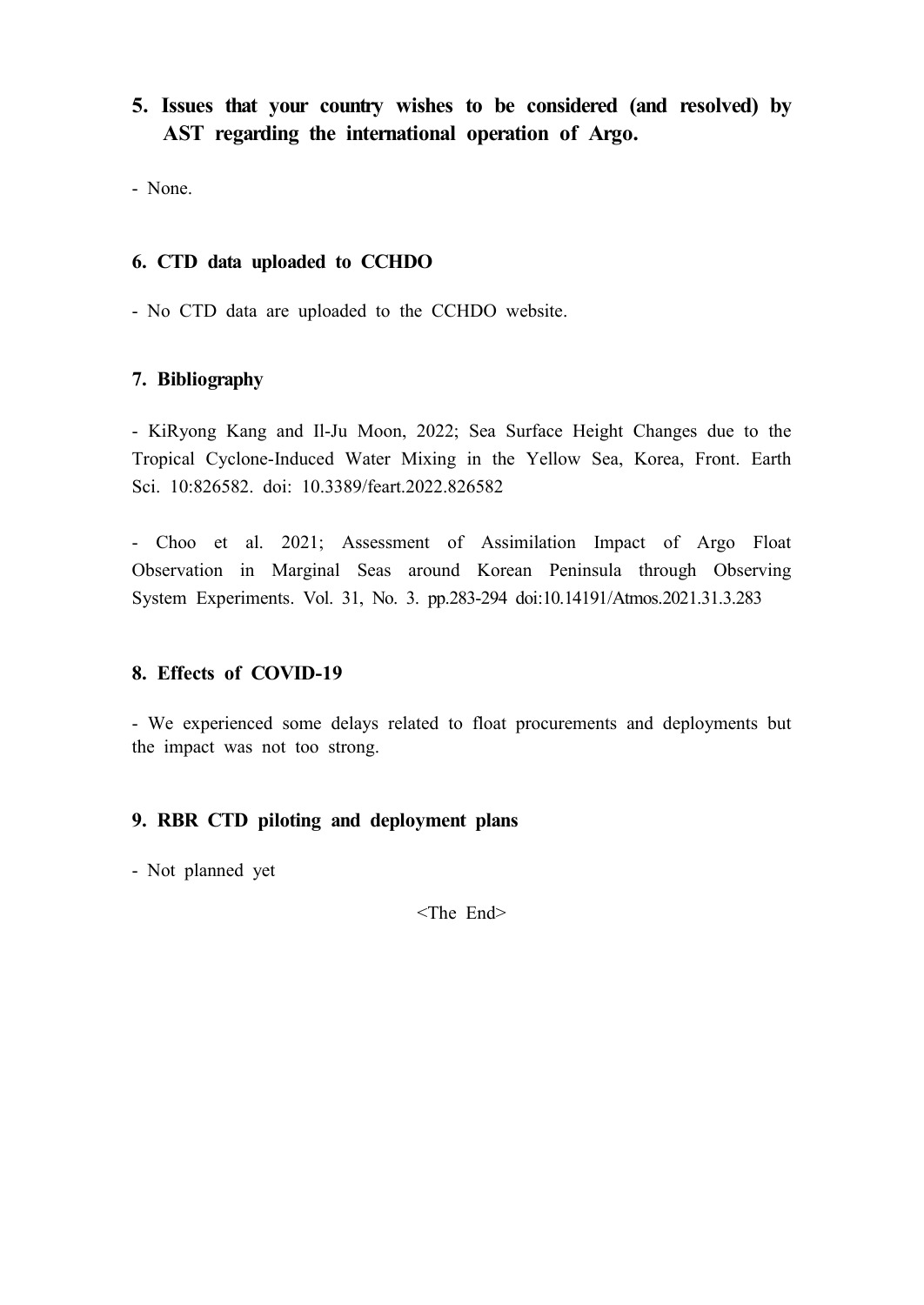## 5. Issues that your country wishes to be considered (and resolved) by AST regarding the international operation of Argo.

- None.

## 6. CTD data uploaded to CCHDO

- No CTD data are uploaded to the CCHDO website.

## 7. Bibliography

- KiRyong Kang and Il-Ju Moon, 2022; Sea Surface Height Changes due to the Tropical Cyclone-Induced Water Mixing in the Yellow Sea, Korea, Front. Earth Sci. 10:826582. doi: 10.3389/feart.2022.826582

- Choo et al. 2021; Assessment of Assimilation Impact of Argo Float Observation in Marginal Seas around Korean Peninsula through Observing System Experiments. Vol. 31, No. 3. pp.283-294 doi:10.14191/Atmos.2021.31.3.283

## 8. Effects of COVID-19

- We experienced some delays related to float procurements and deployments but the impact was not too strong.

## 9. RBR CTD piloting and deployment plans

- Not planned yet

<The End>